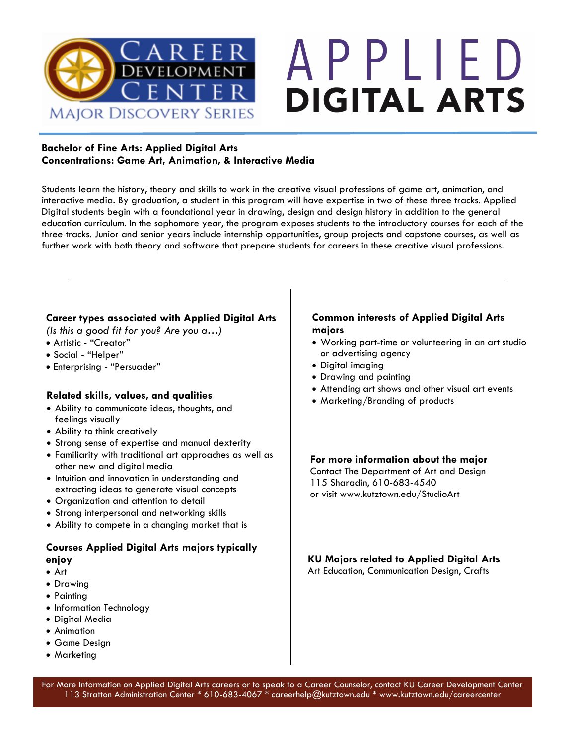# Career Development Center — Major Discovery Series

# APPLIED DIGITAL ARTS

**Bachelor of Fine Arts: Applied Digital Arts**
**Concentrations: Game Art, Animation, & Interactive Media**

Students learn the history, theory and skills to work in the creative visual professions of game art, animation, and interactive media. By graduation, a student in this program will have expertise in two of these three tracks. Applied Digital students begin with a foundational year in drawing, design and design history in addition to the general education curriculum. In the sophomore year, the program exposes students to the introductory courses for each of the three tracks. Junior and senior years include internship opportunities, group projects and capstone courses, as well as further work with both theory and software that prepare students for careers in these creative visual professions.

---

### Career types associated with Applied Digital Arts

*(Is this a good fit for you? Are you a…)*

- Artistic - "Creator"
- Social - "Helper"
- Enterprising - "Persuader"

### Related skills, values, and qualities

- Ability to communicate ideas, thoughts, and feelings visually
- Ability to think creatively
- Strong sense of expertise and manual dexterity
- Familiarity with traditional art approaches as well as other new and digital media
- Intuition and innovation in understanding and extracting ideas to generate visual concepts
- Organization and attention to detail
- Strong interpersonal and networking skills
- Ability to compete in a changing market that is

### Courses Applied Digital Arts majors typically enjoy

- Art
- Drawing
- Painting
- Information Technology
- Digital Media
- Animation
- Game Design
- Marketing

### Common interests of Applied Digital Arts majors

- Working part-time or volunteering in an art studio or advertising agency
- Digital imaging
- Drawing and painting
- Attending art shows and other visual art events
- Marketing/Branding of products

### For more information about the major

Contact The Department of Art and Design
115 Sharadin, 610-683-4540
or visit www.kutztown.edu/StudioArt

### KU Majors related to Applied Digital Arts

Art Education, Communication Design, Crafts

For More Information on Applied Digital Arts careers or to speak to a Career Counselor, contact KU Career Development Center
113 Stratton Administration Center * 610-683-4067 * careerhelp@kutztown.edu * www.kutztown.edu/careercenter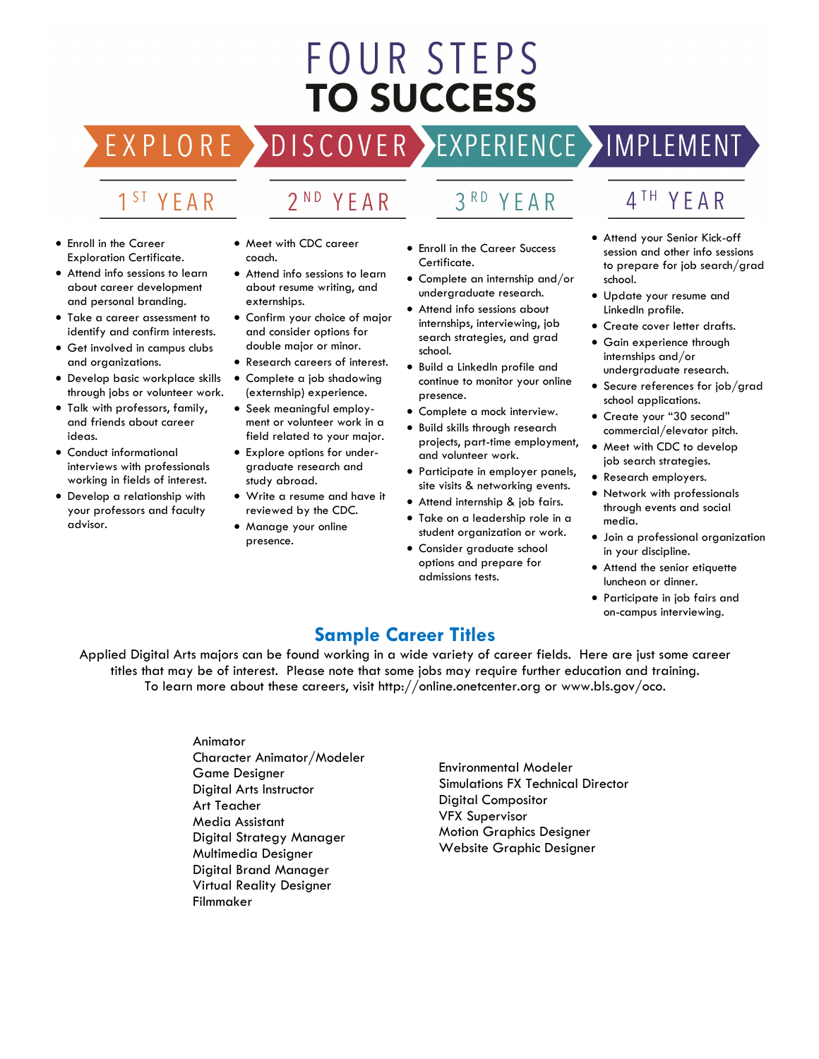# FOUR STEPS TO SUCCESS

## EXPLORE — 1ST YEAR

- Enroll in the Career Exploration Certificate.
- Attend info sessions to learn about career development and personal branding.
- Take a career assessment to identify and confirm interests.
- Get involved in campus clubs and organizations.
- Develop basic workplace skills through jobs or volunteer work.
- Talk with professors, family, and friends about career ideas.
- Conduct informational interviews with professionals working in fields of interest.
- Develop a relationship with your professors and faculty advisor.

## DISCOVER — 2ND YEAR

- Meet with CDC career coach.
- Attend info sessions to learn about resume writing, and externships.
- Confirm your choice of major and consider options for double major or minor.
- Research careers of interest.
- Complete a job shadowing (externship) experience.
- Seek meaningful employment or volunteer work in a field related to your major.
- Explore options for undergraduate research and study abroad.
- Write a resume and have it reviewed by the CDC.
- Manage your online presence.

## EXPERIENCE — 3RD YEAR

- Enroll in the Career Success Certificate.
- Complete an internship and/or undergraduate research.
- Attend info sessions about internships, interviewing, job search strategies, and grad school.
- Build a LinkedIn profile and continue to monitor your online presence.
- Complete a mock interview.
- Build skills through research projects, part-time employment, and volunteer work.
- Participate in employer panels, site visits & networking events.
- Attend internship & job fairs.
- Take on a leadership role in a student organization or work.
- Consider graduate school options and prepare for admissions tests.

## IMPLEMENT — 4TH YEAR

- Attend your Senior Kick-off session and other info sessions to prepare for job search/grad school.
- Update your resume and LinkedIn profile.
- Create cover letter drafts.
- Gain experience through internships and/or undergraduate research.
- Secure references for job/grad school applications.
- Create your "30 second" commercial/elevator pitch.
- Meet with CDC to develop job search strategies.
- Research employers.
- Network with professionals through events and social media.
- Join a professional organization in your discipline.
- Attend the senior etiquette luncheon or dinner.
- Participate in job fairs and on-campus interviewing.

## Sample Career Titles

Applied Digital Arts majors can be found working in a wide variety of career fields. Here are just some career titles that may be of interest. Please note that some jobs may require further education and training. To learn more about these careers, visit http://online.onetcenter.org or www.bls.gov/oco.

Animator
Character Animator/Modeler
Game Designer
Digital Arts Instructor
Art Teacher
Media Assistant
Digital Strategy Manager
Multimedia Designer
Digital Brand Manager
Virtual Reality Designer
Filmmaker
Environmental Modeler
Simulations FX Technical Director
Digital Compositor
VFX Supervisor
Motion Graphics Designer
Website Graphic Designer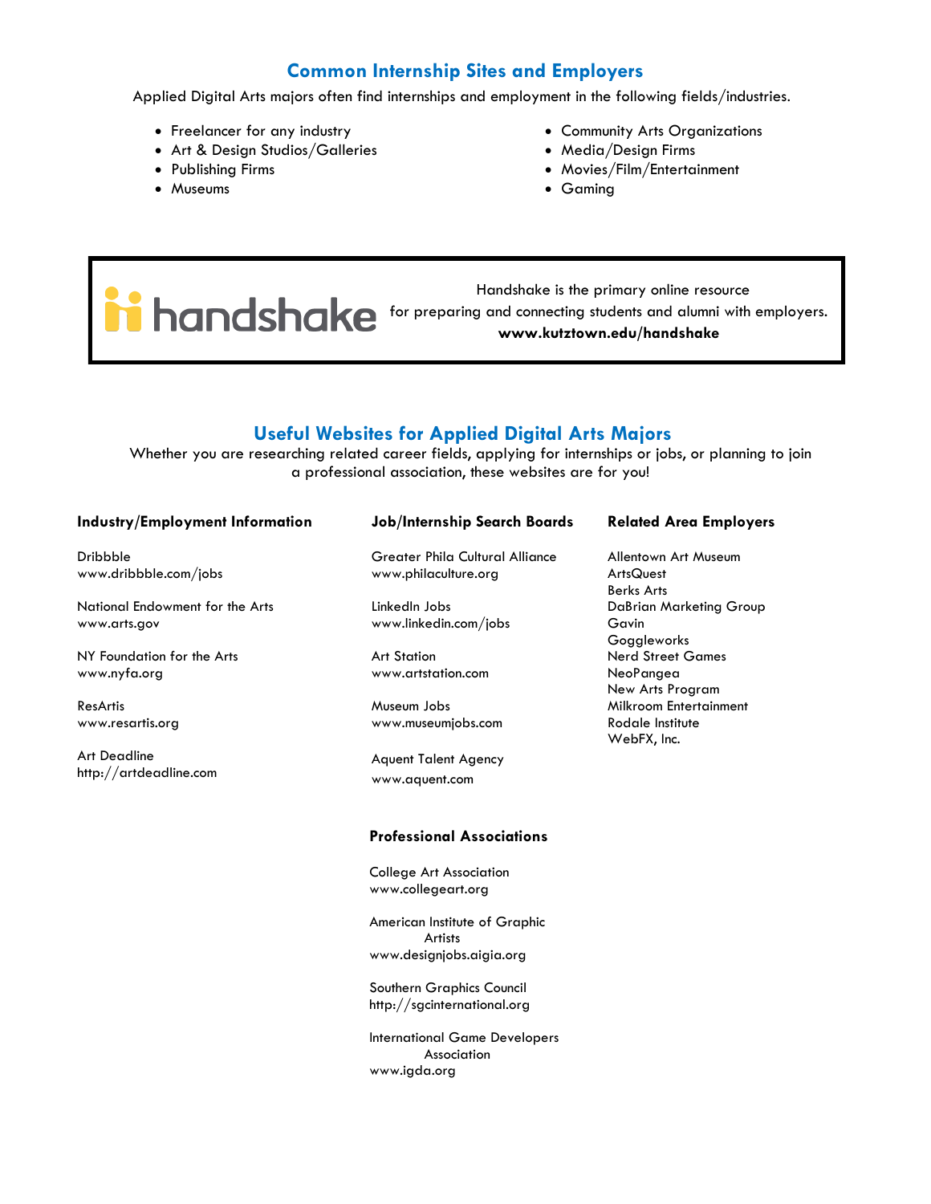## Common Internship Sites and Employers

Applied Digital Arts majors often find internships and employment in the following fields/industries.

- Freelancer for any industry
- Art & Design Studios/Galleries
- Publishing Firms
- Museums
- Community Arts Organizations
- Media/Design Firms
- Movies/Film/Entertainment
- Gaming

handshake

Handshake is the primary online resource for preparing and connecting students and alumni with employers.
**www.kutztown.edu/handshake**

## Useful Websites for Applied Digital Arts Majors

Whether you are researching related career fields, applying for internships or jobs, or planning to join a professional association, these websites are for you!

### Industry/Employment Information

Dribbble
www.dribbble.com/jobs

National Endowment for the Arts
www.arts.gov

NY Foundation for the Arts
www.nyfa.org

ResArtis
www.resartis.org

Art Deadline
http://artdeadline.com

### Job/Internship Search Boards

Greater Phila Cultural Alliance
www.philaculture.org

LinkedIn Jobs
www.linkedin.com/jobs

Art Station
www.artstation.com

Museum Jobs
www.museumjobs.com

Aquent Talent Agency
www.aquent.com

### Professional Associations

College Art Association
www.collegeart.org

American Institute of Graphic Artists
www.designjobs.aigia.org

Southern Graphics Council
http://sgcinternational.org

International Game Developers Association
www.igda.org

### Related Area Employers

Allentown Art Museum
ArtsQuest
Berks Arts
DaBrian Marketing Group
Gavin
Goggleworks
Nerd Street Games
NeoPangea
New Arts Program
Milkroom Entertainment
Rodale Institute
WebFX, Inc.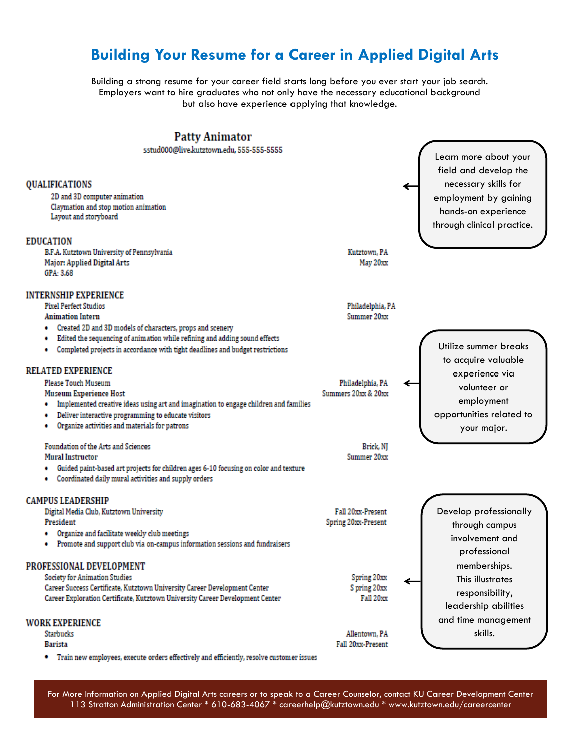# Building Your Resume for a Career in Applied Digital Arts

Building a strong resume for your career field starts long before you ever start your job search. Employers want to hire graduates who not only have the necessary educational background but also have experience applying that knowledge.

## Patty Animator

sstud000@live.kutztown.edu, 555-555-5555

> Learn more about your field and develop the necessary skills for employment by gaining hands-on experience through clinical practice.

### QUALIFICATIONS

2D and 3D computer animation
Claymation and stop motion animation
Layout and storyboard

### EDUCATION

B.F.A. Kutztown University of Pennsylvania — Kutztown, PA
Major: Applied Digital Arts — May 20xx
GPA: 3.68

### INTERNSHIP EXPERIENCE

Pixel Perfect Studios — Philadelphia, PA
Animation Intern — Summer 20xx

- Created 2D and 3D models of characters, props and scenery
- Edited the sequencing of animation while refining and adding sound effects
- Completed projects in accordance with tight deadlines and budget restrictions

> Utilize summer breaks to acquire valuable experience via volunteer or employment opportunities related to your major.

### RELATED EXPERIENCE

Please Touch Museum — Philadelphia, PA
Museum Experience Host — Summers 20xx & 20xx

- Implemented creative ideas using art and imagination to engage children and families
- Deliver interactive programming to educate visitors
- Organize activities and materials for patrons

Foundation of the Arts and Sciences — Brick, NJ
Mural Instructor — Summer 20xx

- Guided paint-based art projects for children ages 6-10 focusing on color and texture
- Coordinated daily mural activities and supply orders

### CAMPUS LEADERSHIP

Digital Media Club, Kutztown University — Fall 20xx-Present
President — Spring 20xx-Present

- Organize and facilitate weekly club meetings
- Promote and support club via on-campus information sessions and fundraisers

> Develop professionally through campus involvement and professional memberships. This illustrates responsibility, leadership abilities and time management skills.

### PROFESSIONAL DEVELOPMENT

Society for Animation Studies — Spring 20xx
Career Success Certificate, Kutztown University Career Development Center — Spring 20xx
Career Exploration Certificate, Kutztown University Career Development Center — Fall 20xx

### WORK EXPERIENCE

Starbucks — Allentown, PA
Barista — Fall 20xx-Present

- Train new employees, execute orders effectively and efficiently, resolve customer issues

For More Information on Applied Digital Arts careers or to speak to a Career Counselor, contact KU Career Development Center
113 Stratton Administration Center * 610-683-4067 * careerhelp@kutztown.edu * www.kutztown.edu/careercenter